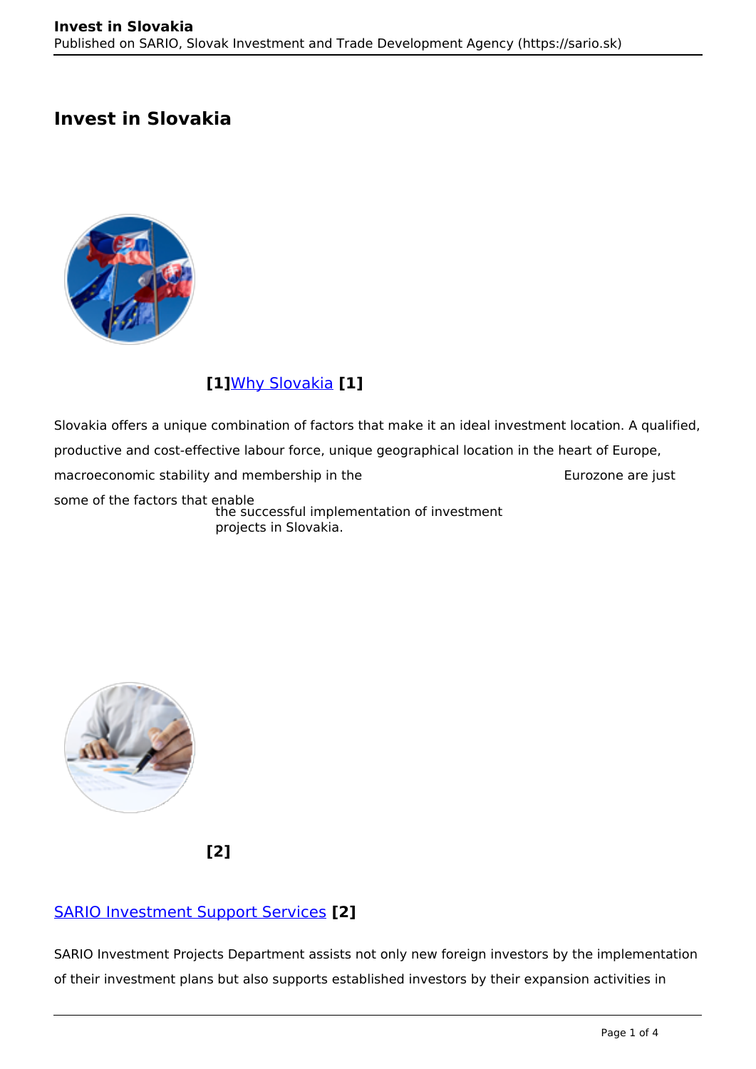# Invest in Slovakia

**[1]**Why Slovakia **[1]**

Slovakia offers a unique combination of factors that make it an ideal investment location. A qualified, productive and cost-effective labour force, unique geographical location in the heart of Europe, macroeconomic stability and membership in the Eurozone are just some of the factors that enable the successful implementation of investment projects in Slovakia.

**[2]**

SARIO Investment Support Services **[2]**

SARIO Investment Projects Department assists not only new foreign investors by the implementation of their investment plans but also supports established investors by their expansion activities in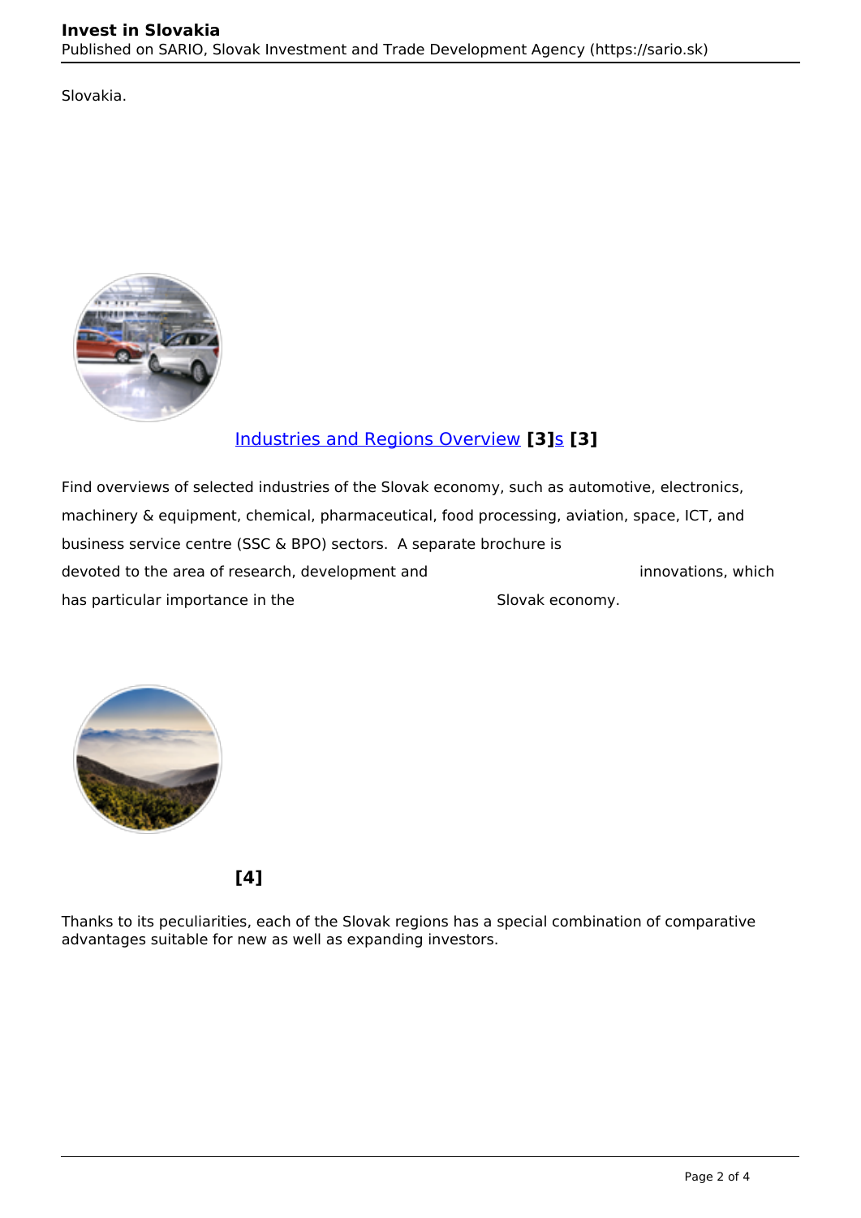Slovakia.

[Industries and Regions Overview](#) **[3]**[s](#) **[3]**

Find overviews of selected industries of the Slovak economy, such as automotive, electronics, machinery & equipment, chemical, pharmaceutical, food processing, aviation, space, ICT, and business service centre (SSC & BPO) sectors. A separate brochure is devoted to the area of research, development and innovations, which has particular importance in the Slovak economy.

**[4]**

Thanks to its peculiarities, each of the Slovak regions has a special combination of comparative advantages suitable for new as well as expanding investors.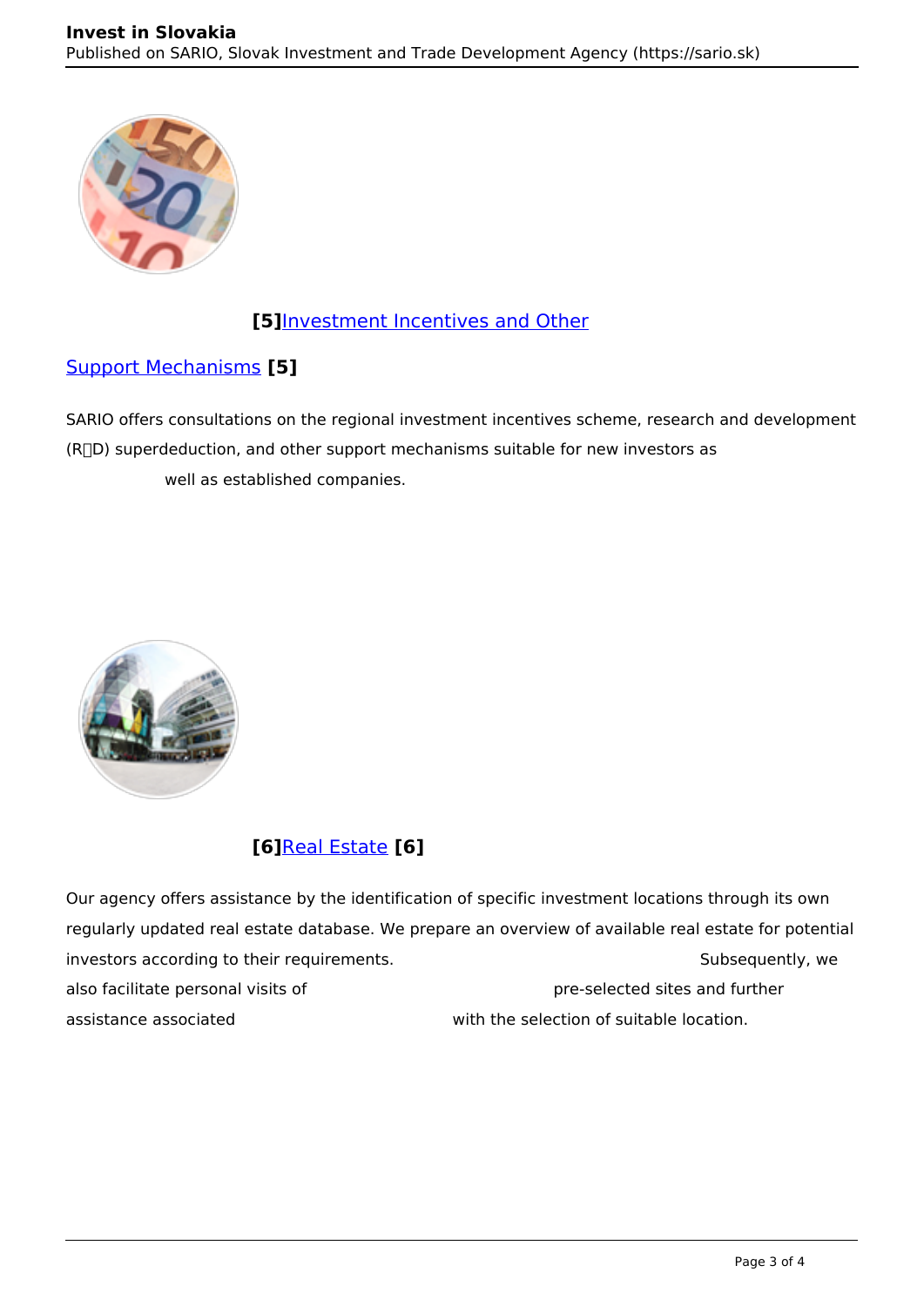**[5]**[Investment Incentives and Other Support Mechanisms](#) **[5]**

SARIO offers consultations on the regional investment incentives scheme, research and development (R&D) superdeduction, and other support mechanisms suitable for new investors as well as established companies.

**[6]**[Real Estate](#) **[6]**

Our agency offers assistance by the identification of specific investment locations through its own regularly updated real estate database. We prepare an overview of available real estate for potential investors according to their requirements. Subsequently, we also facilitate personal visits of pre-selected sites and further assistance associated with the selection of suitable location.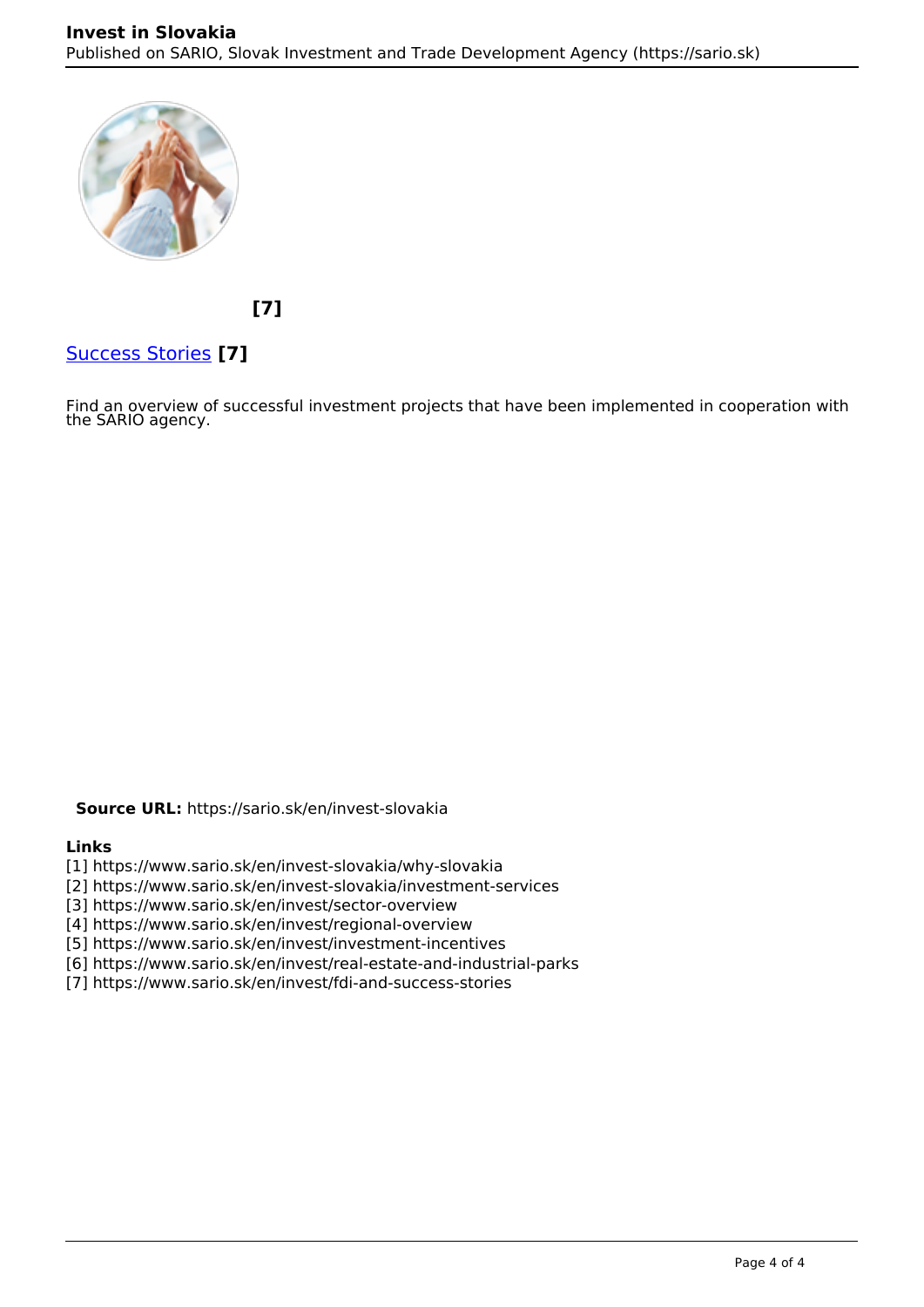[7]

[Success Stories](https://www.sario.sk/en/invest/fdi-and-success-stories) [7]

Find an overview of successful investment projects that have been implemented in cooperation with the SARIO agency.

**Source URL:** https://sario.sk/en/invest-slovakia

**Links**

[1] https://www.sario.sk/en/invest-slovakia/why-slovakia
[2] https://www.sario.sk/en/invest-slovakia/investment-services
[3] https://www.sario.sk/en/invest/sector-overview
[4] https://www.sario.sk/en/invest/regional-overview
[5] https://www.sario.sk/en/invest/investment-incentives
[6] https://www.sario.sk/en/invest/real-estate-and-industrial-parks
[7] https://www.sario.sk/en/invest/fdi-and-success-stories